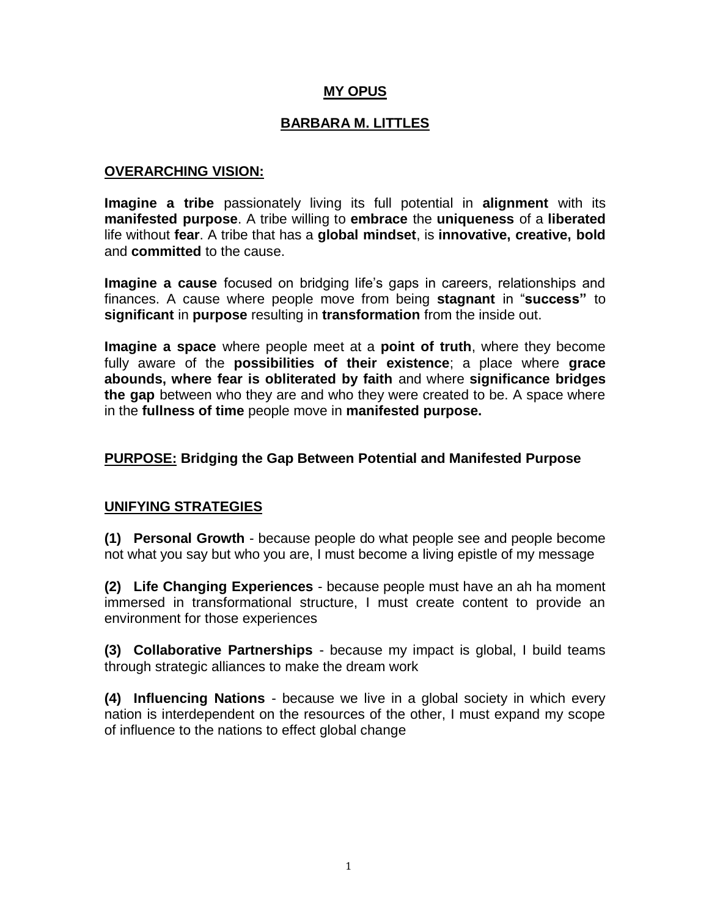# MY OPUS

## BARBARA M. LITTLES

### OVERARCHING VISION:

**Imagine a tribe** passionately living its full potential in **alignment** with its **manifested purpose**. A tribe willing to **embrace** the **uniqueness** of a **liberated** life without **fear**. A tribe that has a **global mindset**, is **innovative, creative, bold** and **committed** to the cause.

**Imagine a cause** focused on bridging life's gaps in careers, relationships and finances. A cause where people move from being **stagnant** in "**success"** to **significant** in **purpose** resulting in **transformation** from the inside out.

**Imagine a space** where people meet at a **point of truth**, where they become fully aware of the **possibilities of their existence**; a place where **grace abounds, where fear is obliterated by faith** and where **significance bridges the gap** between who they are and who they were created to be. A space where in the **fullness of time** people move in **manifested purpose.**

### PURPOSE: Bridging the Gap Between Potential and Manifested Purpose

### UNIFYING STRATEGIES

**(1) Personal Growth** - because people do what people see and people become not what you say but who you are, I must become a living epistle of my message

**(2) Life Changing Experiences** - because people must have an ah ha moment immersed in transformational structure, I must create content to provide an environment for those experiences

**(3) Collaborative Partnerships** - because my impact is global, I build teams through strategic alliances to make the dream work

**(4) Influencing Nations** - because we live in a global society in which every nation is interdependent on the resources of the other, I must expand my scope of influence to the nations to effect global change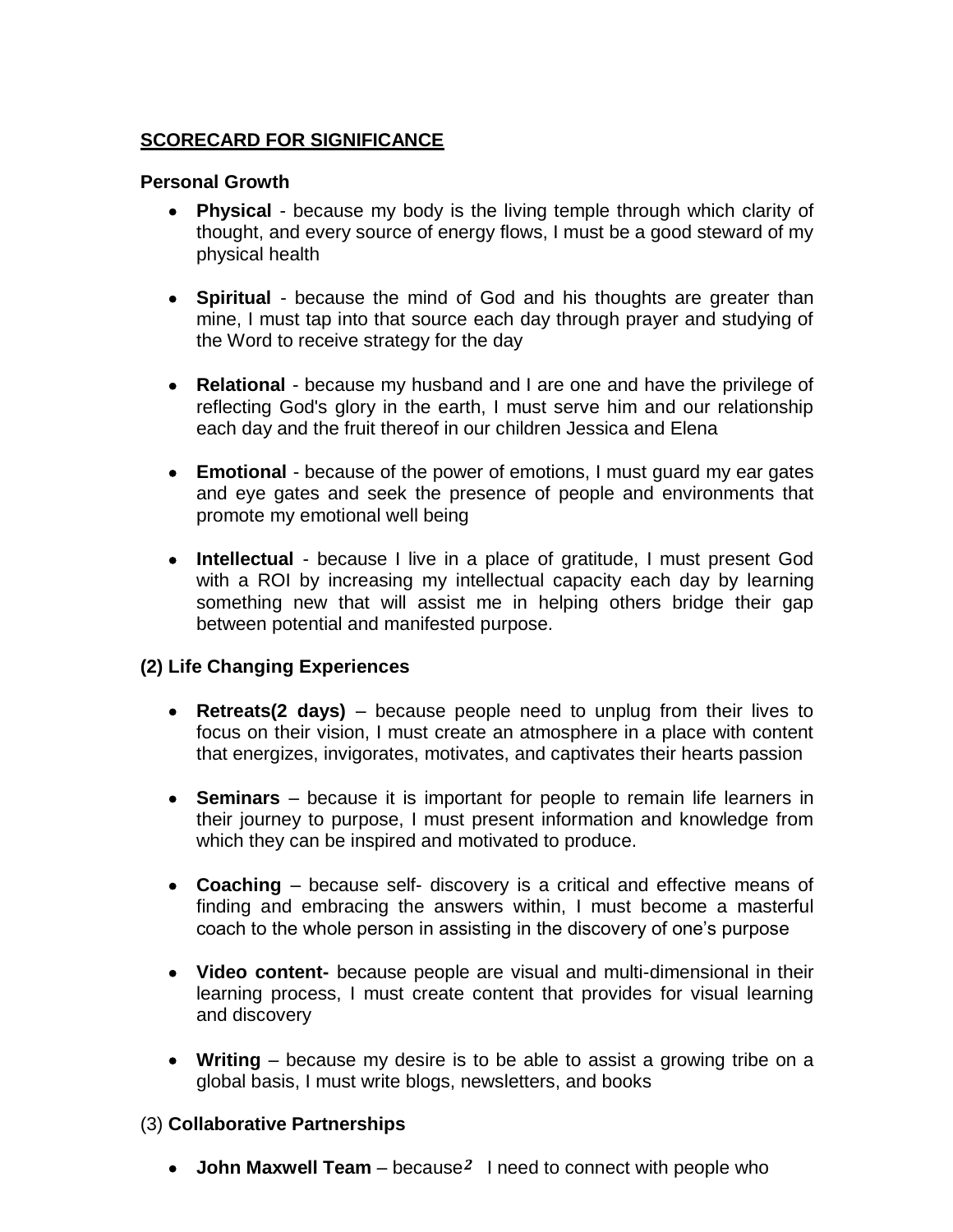**<u>SCORECARD FOR SIGNIFICANCE</u>**

**Personal Growth**

- **Physical** - because my body is the living temple through which clarity of thought, and every source of energy flows, I must be a good steward of my physical health

- **Spiritual** - because the mind of God and his thoughts are greater than mine, I must tap into that source each day through prayer and studying of the Word to receive strategy for the day

- **Relational** - because my husband and I are one and have the privilege of reflecting God's glory in the earth, I must serve him and our relationship each day and the fruit thereof in our children Jessica and Elena

- **Emotional** - because of the power of emotions, I must guard my ear gates and eye gates and seek the presence of people and environments that promote my emotional well being

- **Intellectual** - because I live in a place of gratitude, I must present God with a ROI by increasing my intellectual capacity each day by learning something new that will assist me in helping others bridge their gap between potential and manifested purpose.

**(2) Life Changing Experiences**

- **Retreats(2 days)** – because people need to unplug from their lives to focus on their vision, I must create an atmosphere in a place with content that energizes, invigorates, motivates, and captivates their hearts passion

- **Seminars** – because it is important for people to remain life learners in their journey to purpose, I must present information and knowledge from which they can be inspired and motivated to produce.

- **Coaching** – because self- discovery is a critical and effective means of finding and embracing the answers within, I must become a masterful coach to the whole person in assisting in the discovery of one's purpose

- **Video content-** because people are visual and multi-dimensional in their learning process, I must create content that provides for visual learning and discovery

- **Writing** – because my desire is to be able to assist a growing tribe on a global basis, I must write blogs, newsletters, and books

(3) **Collaborative Partnerships**

- **John Maxwell Team** – because*2* I need to connect with people who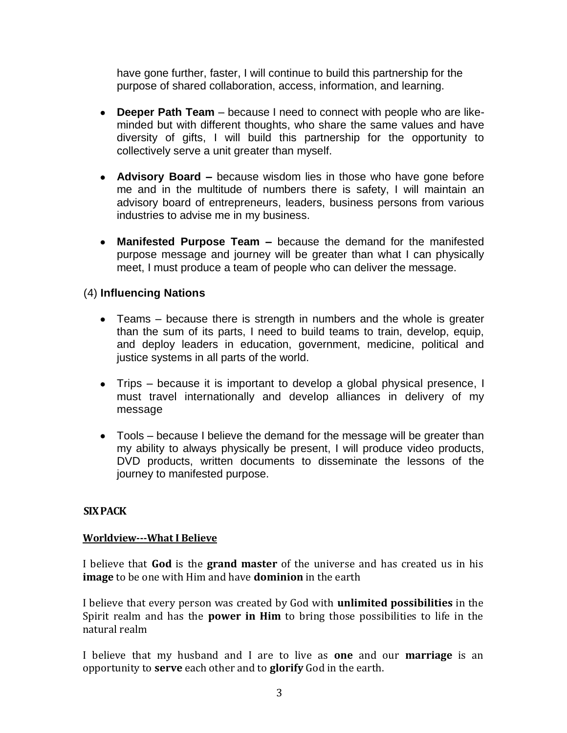have gone further, faster, I will continue to build this partnership for the purpose of shared collaboration, access, information, and learning.

- **Deeper Path Team** – because I need to connect with people who are like-minded but with different thoughts, who share the same values and have diversity of gifts, I will build this partnership for the opportunity to collectively serve a unit greater than myself.

- **Advisory Board –** because wisdom lies in those who have gone before me and in the multitude of numbers there is safety, I will maintain an advisory board of entrepreneurs, leaders, business persons from various industries to advise me in my business.

- **Manifested Purpose Team –** because the demand for the manifested purpose message and journey will be greater than what I can physically meet, I must produce a team of people who can deliver the message.

(4) **Influencing Nations**

- Teams – because there is strength in numbers and the whole is greater than the sum of its parts, I need to build teams to train, develop, equip, and deploy leaders in education, government, medicine, political and justice systems in all parts of the world.

- Trips – because it is important to develop a global physical presence, I must travel internationally and develop alliances in delivery of my message

- Tools – because I believe the demand for the message will be greater than my ability to always physically be present, I will produce video products, DVD products, written documents to disseminate the lessons of the journey to manifested purpose.

**SIX PACK**

**Worldview---What I Believe**

I believe that **God** is the **grand master** of the universe and has created us in his **image** to be one with Him and have **dominion** in the earth

I believe that every person was created by God with **unlimited possibilities** in the Spirit realm and has the **power in Him** to bring those possibilities to life in the natural realm

I believe that my husband and I are to live as **one** and our **marriage** is an opportunity to **serve** each other and to **glorify** God in the earth.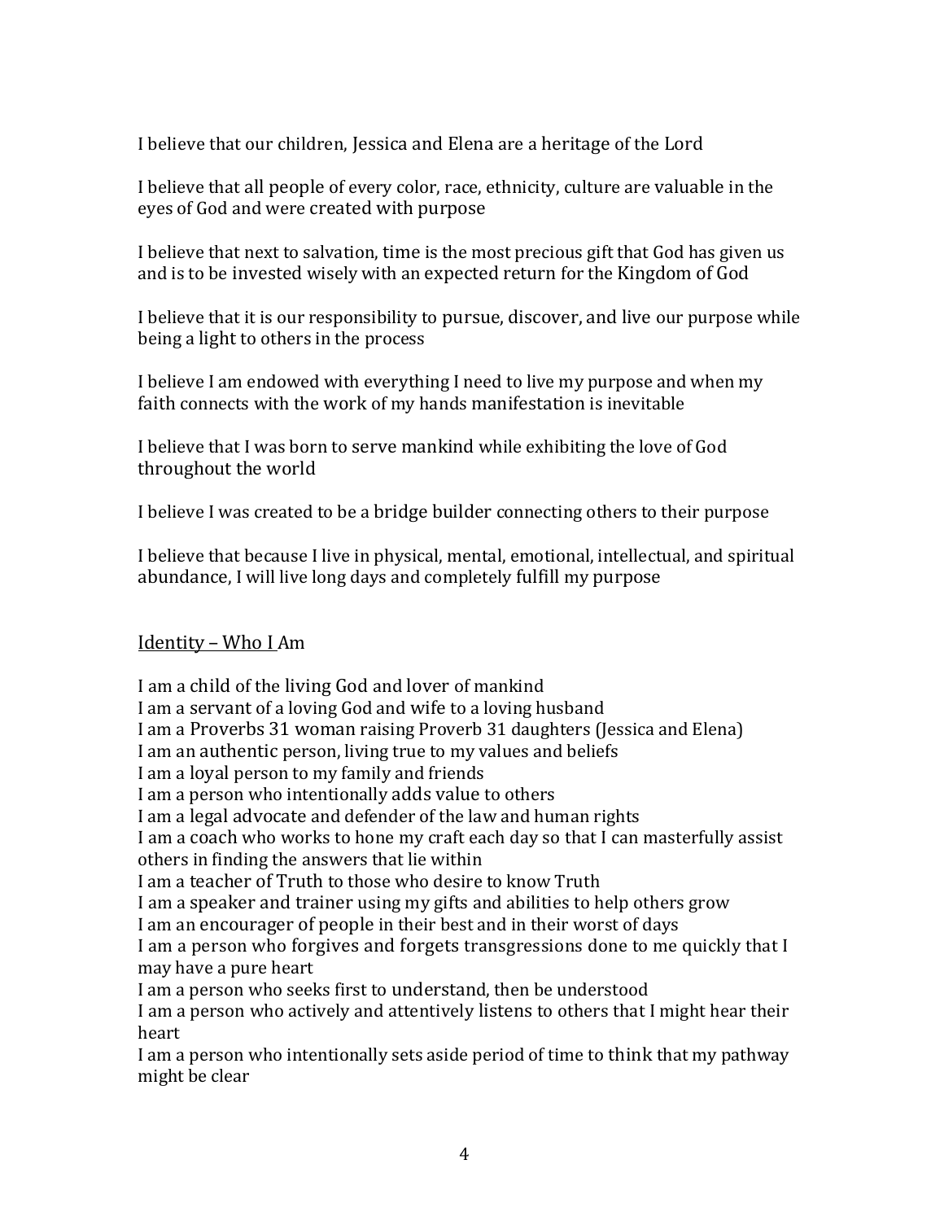I believe that our children, Jessica and Elena are a heritage of the Lord

I believe that all people of every color, race, ethnicity, culture are valuable in the eyes of God and were created with purpose

I believe that next to salvation, time is the most precious gift that God has given us and is to be invested wisely with an expected return for the Kingdom of God

I believe that it is our responsibility to pursue, discover, and live our purpose while being a light to others in the process

I believe I am endowed with everything I need to live my purpose and when my faith connects with the work of my hands manifestation is inevitable

I believe that I was born to serve mankind while exhibiting the love of God throughout the world

I believe I was created to be a bridge builder connecting others to their purpose

I believe that because I live in physical, mental, emotional, intellectual, and spiritual abundance, I will live long days and completely fulfill my purpose

## Identity – Who I Am

I am a child of the living God and lover of mankind
I am a servant of a loving God and wife to a loving husband
I am a Proverbs 31 woman raising Proverb 31 daughters (Jessica and Elena)
I am an authentic person, living true to my values and beliefs
I am a loyal person to my family and friends
I am a person who intentionally adds value to others
I am a legal advocate and defender of the law and human rights
I am a coach who works to hone my craft each day so that I can masterfully assist others in finding the answers that lie within
I am a teacher of Truth to those who desire to know Truth
I am a speaker and trainer using my gifts and abilities to help others grow
I am an encourager of people in their best and in their worst of days
I am a person who forgives and forgets transgressions done to me quickly that I may have a pure heart
I am a person who seeks first to understand, then be understood
I am a person who actively and attentively listens to others that I might hear their heart
I am a person who intentionally sets aside period of time to think that my pathway might be clear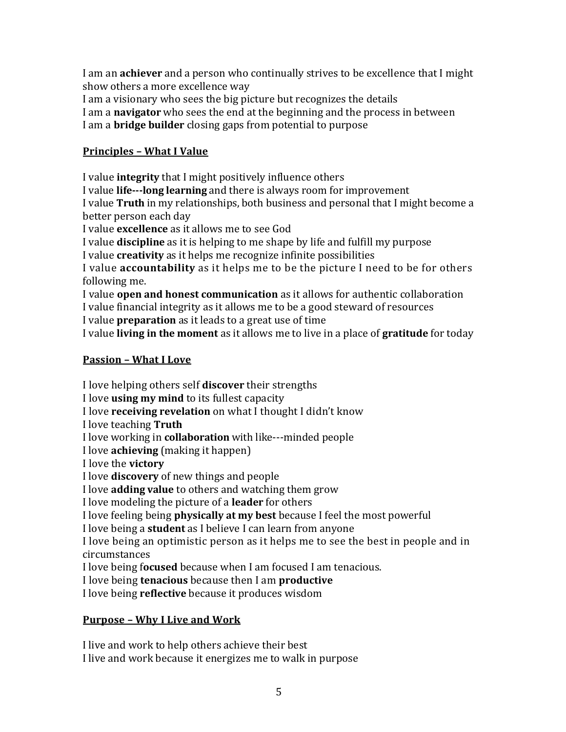I am an **achiever** and a person who continually strives to be excellence that I might show others a more excellence way
I am a visionary who sees the big picture but recognizes the details
I am a **navigator** who sees the end at the beginning and the process in between
I am a **bridge builder** closing gaps from potential to purpose

## **Principles – What I Value**

I value **integrity** that I might positively influence others
I value **life---long learning** and there is always room for improvement
I value **Truth** in my relationships, both business and personal that I might become a better person each day
I value **excellence** as it allows me to see God
I value **discipline** as it is helping to me shape by life and fulfill my purpose
I value **creativity** as it helps me recognize infinite possibilities
I value **accountability** as it helps me to be the picture I need to be for others following me.
I value **open and honest communication** as it allows for authentic collaboration
I value financial integrity as it allows me to be a good steward of resources
I value **preparation** as it leads to a great use of time
I value **living in the moment** as it allows me to live in a place of **gratitude** for today

## **Passion – What I Love**

I love helping others self **discover** their strengths
I love **using my mind** to its fullest capacity
I love **receiving revelation** on what I thought I didn't know
I love teaching **Truth**
I love working in **collaboration** with like---minded people
I love **achieving** (making it happen)
I love the **victory**
I love **discovery** of new things and people
I love **adding value** to others and watching them grow
I love modeling the picture of a **leader** for others
I love feeling being **physically at my best** because I feel the most powerful
I love being a **student** as I believe I can learn from anyone
I love being an optimistic person as it helps me to see the best in people and in circumstances
I love being f**ocused** because when I am focused I am tenacious.
I love being **tenacious** because then I am **productive**
I love being **reflective** because it produces wisdom

## **Purpose – Why I Live and Work**

I live and work to help others achieve their best
I live and work because it energizes me to walk in purpose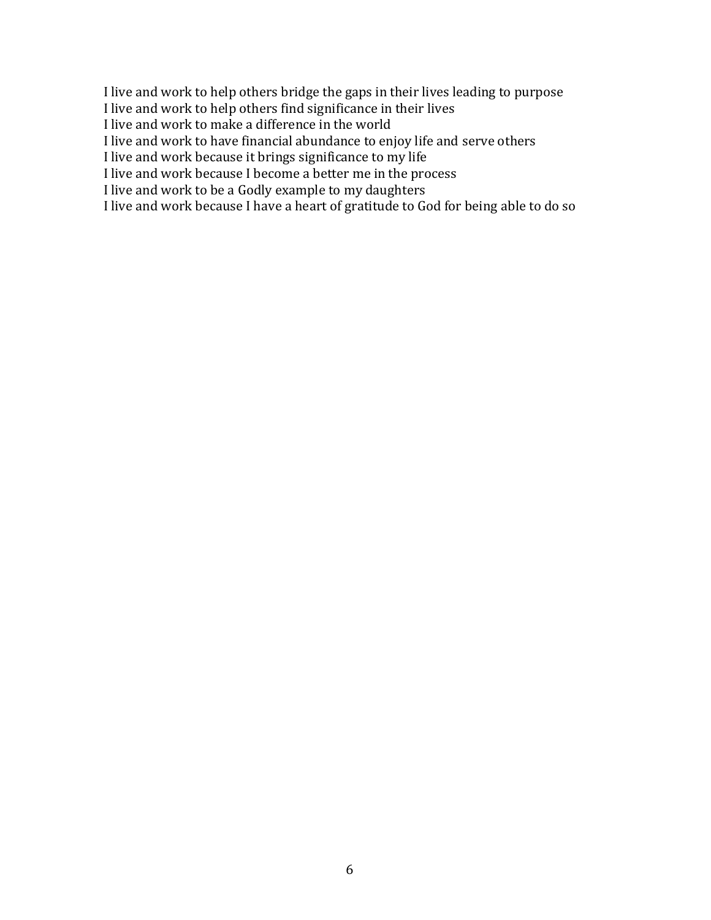I live and work to help others bridge the gaps in their lives leading to purpose
I live and work to help others find significance in their lives
I live and work to make a difference in the world
I live and work to have financial abundance to enjoy life and serve others
I live and work because it brings significance to my life
I live and work because I become a better me in the process
I live and work to be a Godly example to my daughters
I live and work because I have a heart of gratitude to God for being able to do so